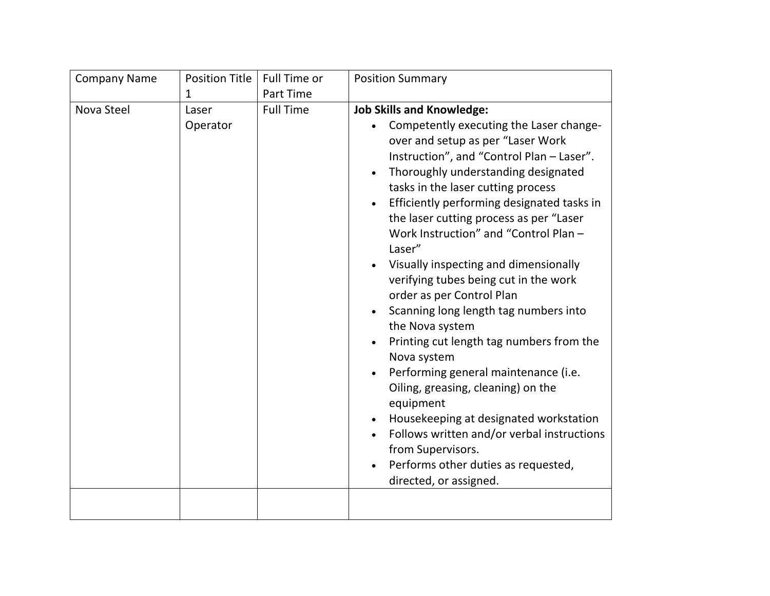| Company Name | Position Title 1 | Full Time or Part Time | Position Summary |
|---|---|---|---|
| Nova Steel | Laser Operator | Full Time | **Job Skills and Knowledge:**<br>• Competently executing the Laser change-over and setup as per "Laser Work Instruction", and "Control Plan – Laser".<br>• Thoroughly understanding designated tasks in the laser cutting process<br>• Efficiently performing designated tasks in the laser cutting process as per "Laser Work Instruction" and "Control Plan – Laser"<br>• Visually inspecting and dimensionally verifying tubes being cut in the work order as per Control Plan<br>• Scanning long length tag numbers into the Nova system<br>• Printing cut length tag numbers from the Nova system<br>• Performing general maintenance (i.e. Oiling, greasing, cleaning) on the equipment<br>• Housekeeping at designated workstation<br>• Follows written and/or verbal instructions from Supervisors.<br>• Performs other duties as requested, directed, or assigned. |
| | | | |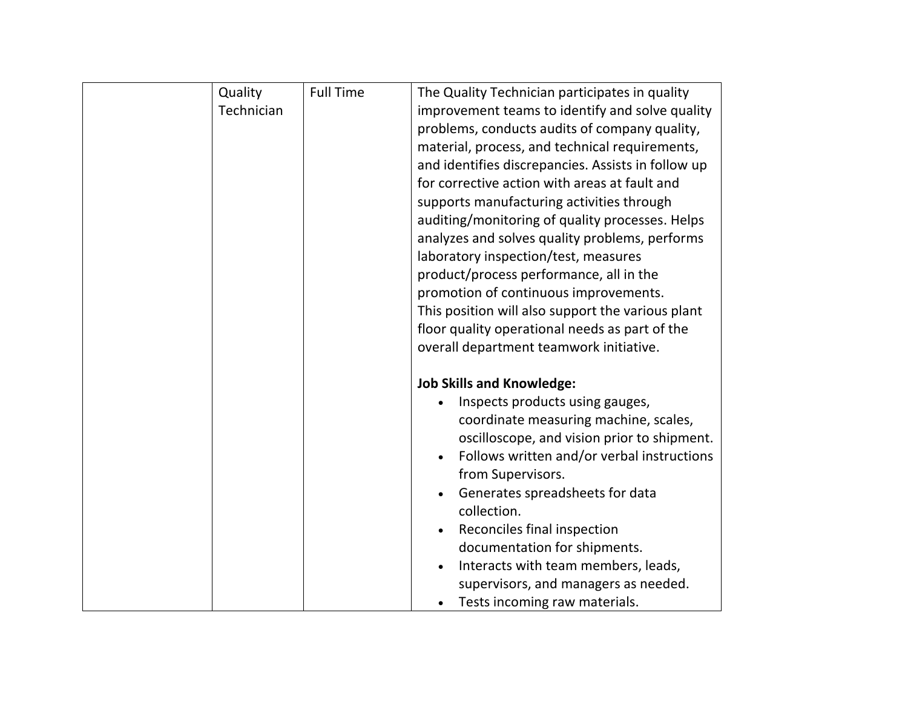| | | | |
|---|---|---|---|
| | Quality Technician | Full Time | The Quality Technician participates in quality improvement teams to identify and solve quality problems, conducts audits of company quality, material, process, and technical requirements, and identifies discrepancies. Assists in follow up for corrective action with areas at fault and supports manufacturing activities through auditing/monitoring of quality processes. Helps analyzes and solves quality problems, performs laboratory inspection/test, measures product/process performance, all in the promotion of continuous improvements.<br>This position will also support the various plant floor quality operational needs as part of the overall department teamwork initiative.<br><br>**Job Skills and Knowledge:**<br>• Inspects products using gauges, coordinate measuring machine, scales, oscilloscope, and vision prior to shipment.<br>• Follows written and/or verbal instructions from Supervisors.<br>• Generates spreadsheets for data collection.<br>• Reconciles final inspection documentation for shipments.<br>• Interacts with team members, leads, supervisors, and managers as needed.<br>• Tests incoming raw materials. |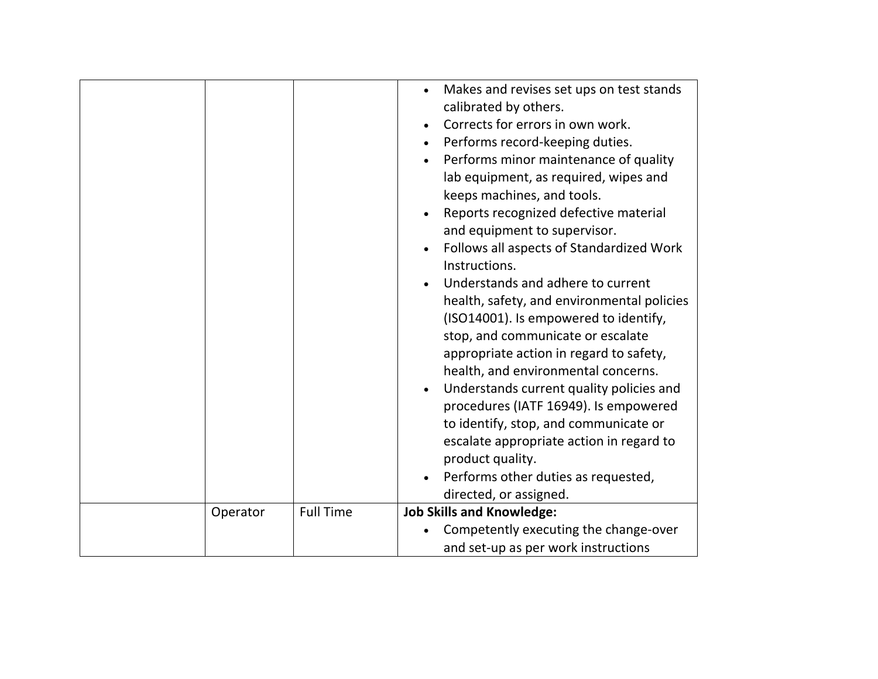| | | | |
|---|---|---|---|
| | | | <ul><li>Makes and revises set ups on test stands calibrated by others.</li><li>Corrects for errors in own work.</li><li>Performs record-keeping duties.</li><li>Performs minor maintenance of quality lab equipment, as required, wipes and keeps machines, and tools.</li><li>Reports recognized defective material and equipment to supervisor.</li><li>Follows all aspects of Standardized Work Instructions.</li><li>Understands and adhere to current health, safety, and environmental policies (ISO14001). Is empowered to identify, stop, and communicate or escalate appropriate action in regard to safety, health, and environmental concerns.</li><li>Understands current quality policies and procedures (IATF 16949). Is empowered to identify, stop, and communicate or escalate appropriate action in regard to product quality.</li><li>Performs other duties as requested, directed, or assigned.</li></ul> |
| | Operator | Full Time | **Job Skills and Knowledge:**<ul><li>Competently executing the change-over and set-up as per work instructions</li></ul> |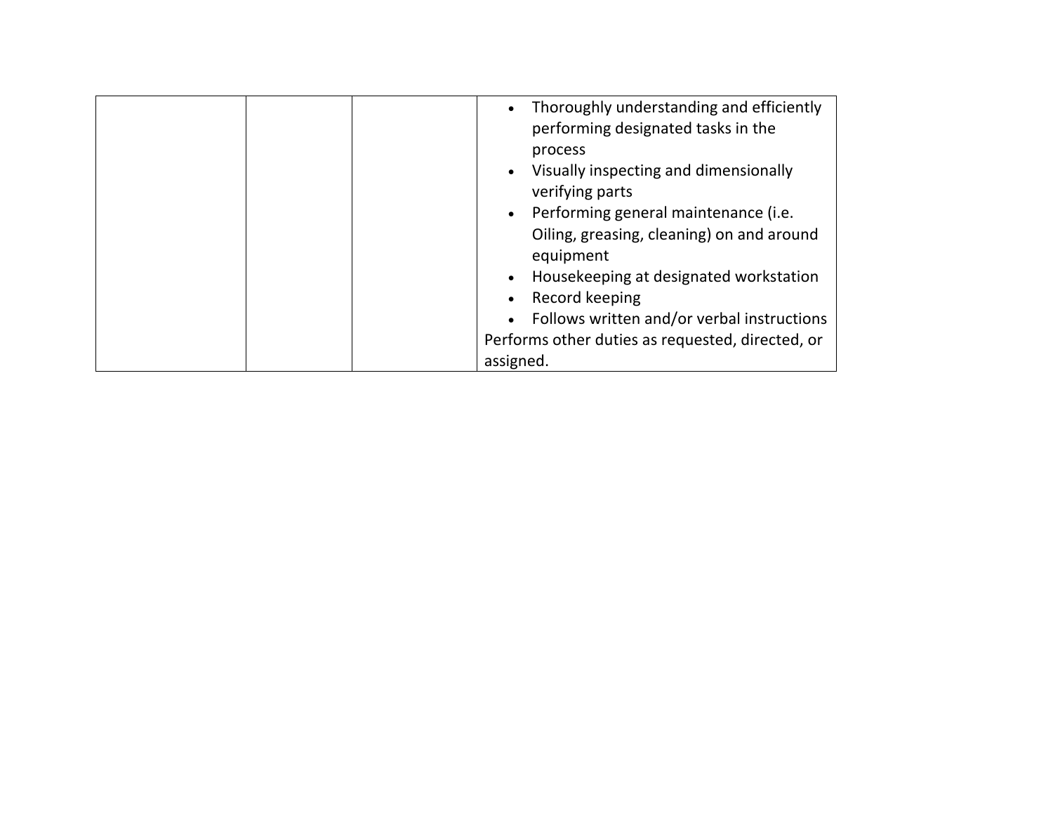| | | | |
|---|---|---|---|
| | | | • Thoroughly understanding and efficiently performing designated tasks in the process<br>• Visually inspecting and dimensionally verifying parts<br>• Performing general maintenance (i.e. Oiling, greasing, cleaning) on and around equipment<br>• Housekeeping at designated workstation<br>• Record keeping<br>• Follows written and/or verbal instructions<br>Performs other duties as requested, directed, or assigned. |